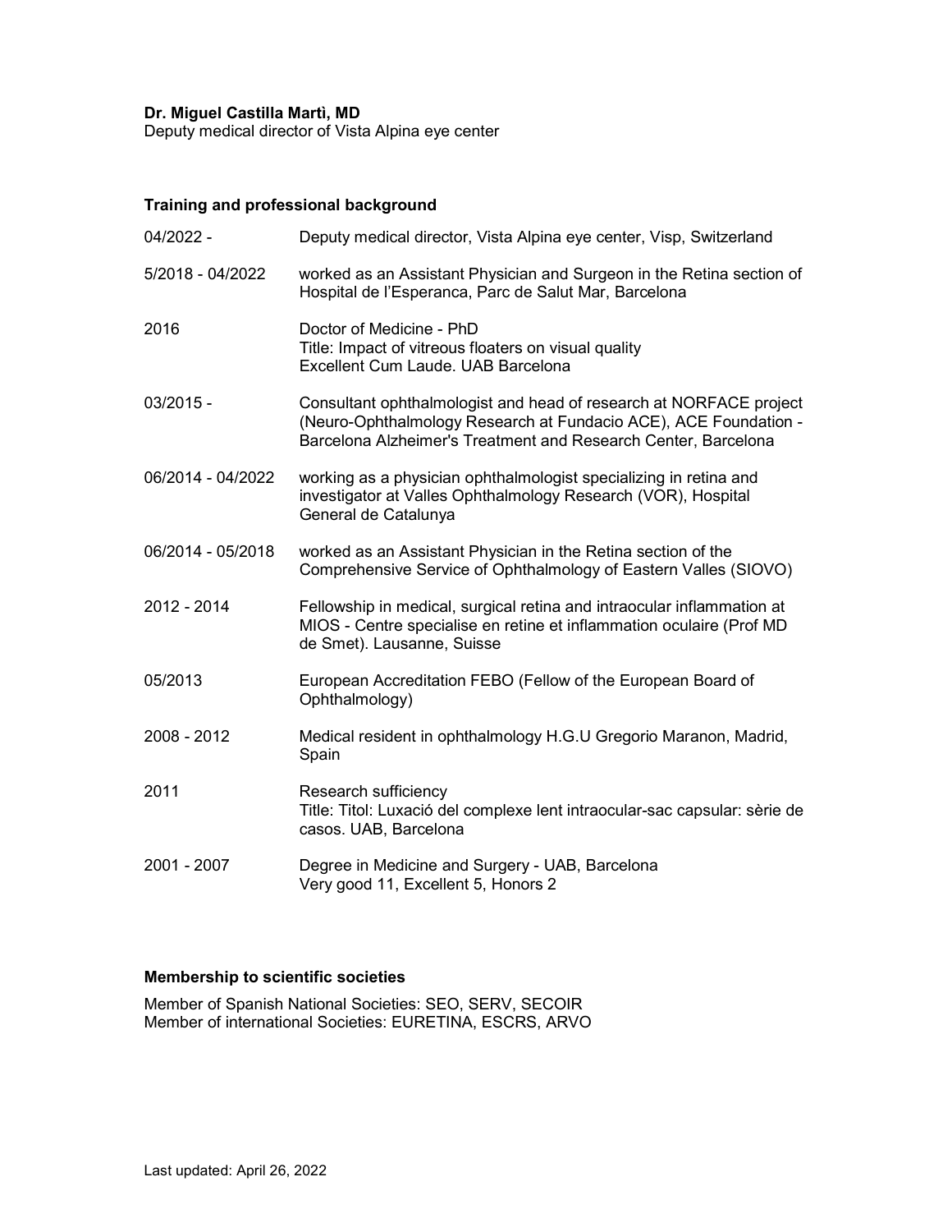**Dr. Miguel Castilla Martì, MD**
Deputy medical director of Vista Alpina eye center

## Training and professional background

| | |
|---|---|
| 04/2022 - | Deputy medical director, Vista Alpina eye center, Visp, Switzerland |
| 5/2018 - 04/2022 | worked as an Assistant Physician and Surgeon in the Retina section of Hospital de l'Esperanca, Parc de Salut Mar, Barcelona |
| 2016 | Doctor of Medicine - PhD<br>Title: Impact of vitreous floaters on visual quality<br>Excellent Cum Laude. UAB Barcelona |
| 03/2015 - | Consultant ophthalmologist and head of research at NORFACE project (Neuro-Ophthalmology Research at Fundacio ACE), ACE Foundation - Barcelona Alzheimer's Treatment and Research Center, Barcelona |
| 06/2014 - 04/2022 | working as a physician ophthalmologist specializing in retina and investigator at Valles Ophthalmology Research (VOR), Hospital General de Catalunya |
| 06/2014 - 05/2018 | worked as an Assistant Physician in the Retina section of the Comprehensive Service of Ophthalmology of Eastern Valles (SIOVO) |
| 2012 - 2014 | Fellowship in medical, surgical retina and intraocular inflammation at MIOS - Centre specialise en retine et inflammation oculaire (Prof MD de Smet). Lausanne, Suisse |
| 05/2013 | European Accreditation FEBO (Fellow of the European Board of Ophthalmology) |
| 2008 - 2012 | Medical resident in ophthalmology H.G.U Gregorio Maranon, Madrid, Spain |
| 2011 | Research sufficiency<br>Title: Titol: Luxació del complexe lent intraocular-sac capsular: sèrie de casos. UAB, Barcelona |
| 2001 - 2007 | Degree in Medicine and Surgery - UAB, Barcelona<br>Very good 11, Excellent 5, Honors 2 |

## Membership to scientific societies

Member of Spanish National Societies: SEO, SERV, SECOIR
Member of international Societies: EURETINA, ESCRS, ARVO

Last updated: April 26, 2022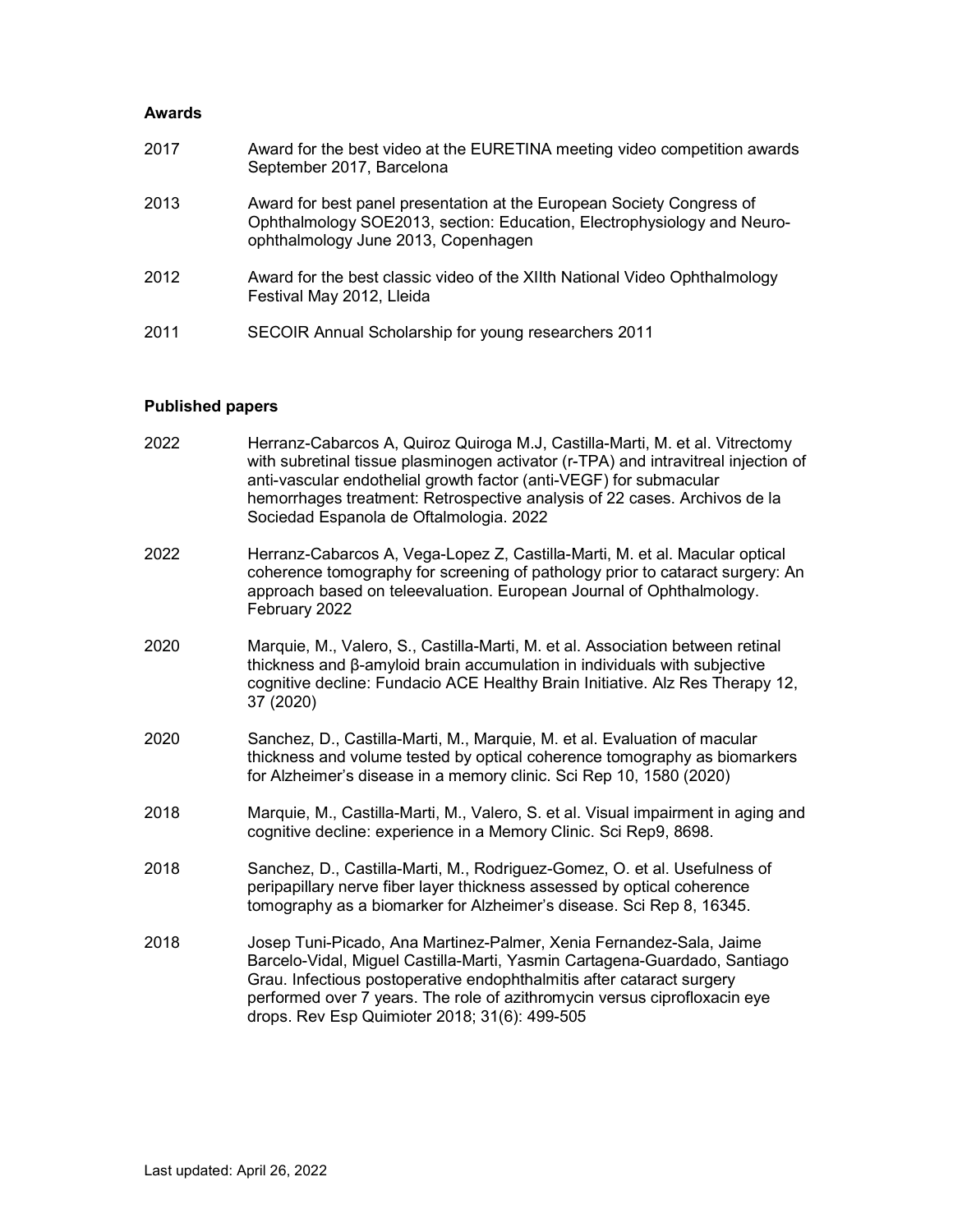### Awards

| | |
|---|---|
| 2017 | Award for the best video at the EURETINA meeting video competition awards September 2017, Barcelona |
| 2013 | Award for best panel presentation at the European Society Congress of Ophthalmology SOE2013, section: Education, Electrophysiology and Neuro-ophthalmology June 2013, Copenhagen |
| 2012 | Award for the best classic video of the XIIth National Video Ophthalmology Festival May 2012, Lleida |
| 2011 | SECOIR Annual Scholarship for young researchers 2011 |

### Published papers

| | |
|---|---|
| 2022 | Herranz-Cabarcos A, Quiroz Quiroga M.J, Castilla-Marti, M. et al. Vitrectomy with subretinal tissue plasminogen activator (r-TPA) and intravitreal injection of anti-vascular endothelial growth factor (anti-VEGF) for submacular hemorrhages treatment: Retrospective analysis of 22 cases. Archivos de la Sociedad Espanola de Oftalmologia. 2022 |
| 2022 | Herranz-Cabarcos A, Vega-Lopez Z, Castilla-Marti, M. et al. Macular optical coherence tomography for screening of pathology prior to cataract surgery: An approach based on teleevaluation. European Journal of Ophthalmology. February 2022 |
| 2020 | Marquie, M., Valero, S., Castilla-Marti, M. et al. Association between retinal thickness and β-amyloid brain accumulation in individuals with subjective cognitive decline: Fundacio ACE Healthy Brain Initiative. Alz Res Therapy 12, 37 (2020) |
| 2020 | Sanchez, D., Castilla-Marti, M., Marquie, M. et al. Evaluation of macular thickness and volume tested by optical coherence tomography as biomarkers for Alzheimer's disease in a memory clinic. Sci Rep 10, 1580 (2020) |
| 2018 | Marquie, M., Castilla-Marti, M., Valero, S. et al. Visual impairment in aging and cognitive decline: experience in a Memory Clinic. Sci Rep9, 8698. |
| 2018 | Sanchez, D., Castilla-Marti, M., Rodriguez-Gomez, O. et al. Usefulness of peripapillary nerve fiber layer thickness assessed by optical coherence tomography as a biomarker for Alzheimer's disease. Sci Rep 8, 16345. |
| 2018 | Josep Tuni-Picado, Ana Martinez-Palmer, Xenia Fernandez-Sala, Jaime Barcelo-Vidal, Miguel Castilla-Marti, Yasmin Cartagena-Guardado, Santiago Grau. Infectious postoperative endophthalmitis after cataract surgery performed over 7 years. The role of azithromycin versus ciprofloxacin eye drops. Rev Esp Quimioter 2018; 31(6): 499-505 |

Last updated: April 26, 2022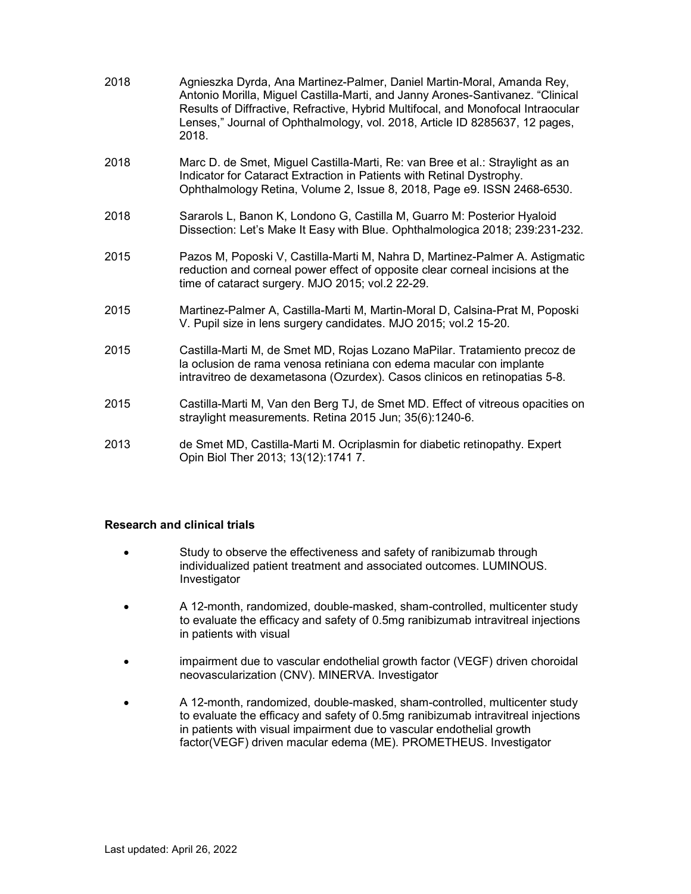2018 Agnieszka Dyrda, Ana Martinez-Palmer, Daniel Martin-Moral, Amanda Rey, Antonio Morilla, Miguel Castilla-Marti, and Janny Arones-Santivanez. "Clinical Results of Diffractive, Refractive, Hybrid Multifocal, and Monofocal Intraocular Lenses," Journal of Ophthalmology, vol. 2018, Article ID 8285637, 12 pages, 2018.

2018 Marc D. de Smet, Miguel Castilla-Marti, Re: van Bree et al.: Straylight as an Indicator for Cataract Extraction in Patients with Retinal Dystrophy. Ophthalmology Retina, Volume 2, Issue 8, 2018, Page e9. ISSN 2468-6530.

2018 Sararols L, Banon K, Londono G, Castilla M, Guarro M: Posterior Hyaloid Dissection: Let's Make It Easy with Blue. Ophthalmologica 2018; 239:231-232.

2015 Pazos M, Poposki V, Castilla-Marti M, Nahra D, Martinez-Palmer A. Astigmatic reduction and corneal power effect of opposite clear corneal incisions at the time of cataract surgery. MJO 2015; vol.2 22-29.

2015 Martinez-Palmer A, Castilla-Marti M, Martin-Moral D, Calsina-Prat M, Poposki V. Pupil size in lens surgery candidates. MJO 2015; vol.2 15-20.

2015 Castilla-Marti M, de Smet MD, Rojas Lozano MaPilar. Tratamiento precoz de la oclusion de rama venosa retiniana con edema macular con implante intravitreo de dexametasona (Ozurdex). Casos clinicos en retinopatias 5-8.

2015 Castilla-Marti M, Van den Berg TJ, de Smet MD. Effect of vitreous opacities on straylight measurements. Retina 2015 Jun; 35(6):1240-6.

2013 de Smet MD, Castilla-Marti M. Ocriplasmin for diabetic retinopathy. Expert Opin Biol Ther 2013; 13(12):1741 7.

**Research and clinical trials**

- Study to observe the effectiveness and safety of ranibizumab through individualized patient treatment and associated outcomes. LUMINOUS. Investigator
- A 12-month, randomized, double-masked, sham-controlled, multicenter study to evaluate the efficacy and safety of 0.5mg ranibizumab intravitreal injections in patients with visual
- impairment due to vascular endothelial growth factor (VEGF) driven choroidal neovascularization (CNV). MINERVA. Investigator
- A 12-month, randomized, double-masked, sham-controlled, multicenter study to evaluate the efficacy and safety of 0.5mg ranibizumab intravitreal injections in patients with visual impairment due to vascular endothelial growth factor(VEGF) driven macular edema (ME). PROMETHEUS. Investigator

Last updated: April 26, 2022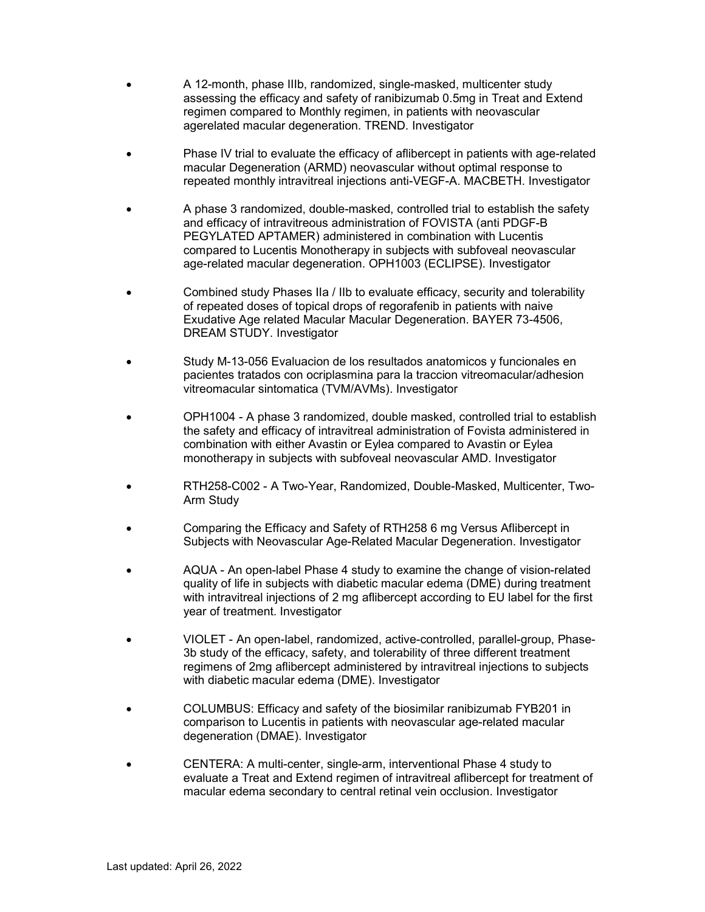- A 12-month, phase IIIb, randomized, single-masked, multicenter study assessing the efficacy and safety of ranibizumab 0.5mg in Treat and Extend regimen compared to Monthly regimen, in patients with neovascular agerelated macular degeneration. TREND. Investigator

- Phase IV trial to evaluate the efficacy of aflibercept in patients with age-related macular Degeneration (ARMD) neovascular without optimal response to repeated monthly intravitreal injections anti-VEGF-A. MACBETH. Investigator

- A phase 3 randomized, double-masked, controlled trial to establish the safety and efficacy of intravitreous administration of FOVISTA (anti PDGF-B PEGYLATED APTAMER) administered in combination with Lucentis compared to Lucentis Monotherapy in subjects with subfoveal neovascular age-related macular degeneration. OPH1003 (ECLIPSE). Investigator

- Combined study Phases IIa / IIb to evaluate efficacy, security and tolerability of repeated doses of topical drops of regorafenib in patients with naive Exudative Age related Macular Macular Degeneration. BAYER 73-4506, DREAM STUDY. Investigator

- Study M-13-056 Evaluacion de los resultados anatomicos y funcionales en pacientes tratados con ocriplasmina para la traccion vitreomacular/adhesion vitreomacular sintomatica (TVM/AVMs). Investigator

- OPH1004 - A phase 3 randomized, double masked, controlled trial to establish the safety and efficacy of intravitreal administration of Fovista administered in combination with either Avastin or Eylea compared to Avastin or Eylea monotherapy in subjects with subfoveal neovascular AMD. Investigator

- RTH258-C002 - A Two-Year, Randomized, Double-Masked, Multicenter, Two-Arm Study

- Comparing the Efficacy and Safety of RTH258 6 mg Versus Aflibercept in Subjects with Neovascular Age-Related Macular Degeneration. Investigator

- AQUA - An open-label Phase 4 study to examine the change of vision-related quality of life in subjects with diabetic macular edema (DME) during treatment with intravitreal injections of 2 mg aflibercept according to EU label for the first year of treatment. Investigator

- VIOLET - An open-label, randomized, active-controlled, parallel-group, Phase-3b study of the efficacy, safety, and tolerability of three different treatment regimens of 2mg aflibercept administered by intravitreal injections to subjects with diabetic macular edema (DME). Investigator

- COLUMBUS: Efficacy and safety of the biosimilar ranibizumab FYB201 in comparison to Lucentis in patients with neovascular age-related macular degeneration (DMAE). Investigator

- CENTERA: A multi-center, single-arm, interventional Phase 4 study to evaluate a Treat and Extend regimen of intravitreal aflibercept for treatment of macular edema secondary to central retinal vein occlusion. Investigator

Last updated: April 26, 2022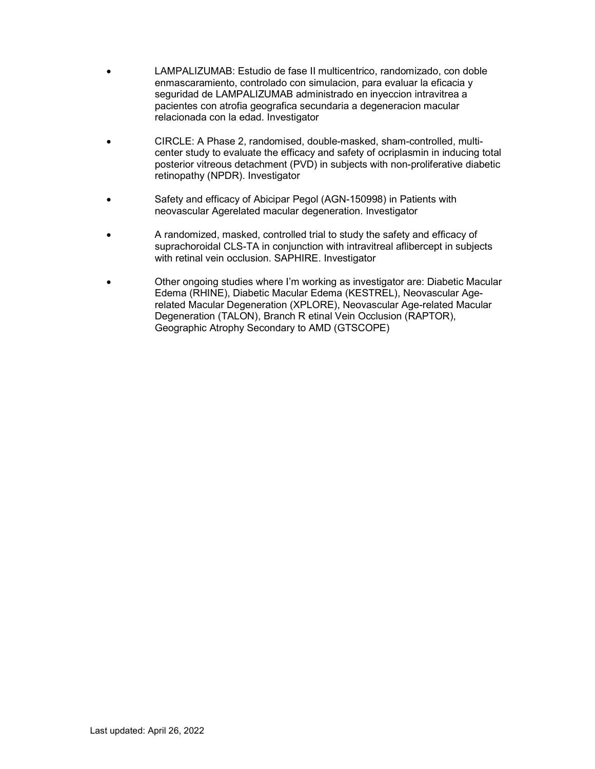- LAMPALIZUMAB: Estudio de fase II multicentrico, randomizado, con doble enmascaramiento, controlado con simulacion, para evaluar la eficacia y seguridad de LAMPALIZUMAB administrado en inyeccion intravitrea a pacientes con atrofia geografica secundaria a degeneracion macular relacionada con la edad. Investigator

- CIRCLE: A Phase 2, randomised, double-masked, sham-controlled, multi-center study to evaluate the efficacy and safety of ocriplasmin in inducing total posterior vitreous detachment (PVD) in subjects with non-proliferative diabetic retinopathy (NPDR). Investigator

- Safety and efficacy of Abicipar Pegol (AGN-150998) in Patients with neovascular Agerelated macular degeneration. Investigator

- A randomized, masked, controlled trial to study the safety and efficacy of suprachoroidal CLS-TA in conjunction with intravitreal aflibercept in subjects with retinal vein occlusion. SAPHIRE. Investigator

- Other ongoing studies where I'm working as investigator are: Diabetic Macular Edema (RHINE), Diabetic Macular Edema (KESTREL), Neovascular Age-related Macular Degeneration (XPLORE), Neovascular Age-related Macular Degeneration (TALON), Branch R etinal Vein Occlusion (RAPTOR), Geographic Atrophy Secondary to AMD (GTSCOPE)

Last updated: April 26, 2022